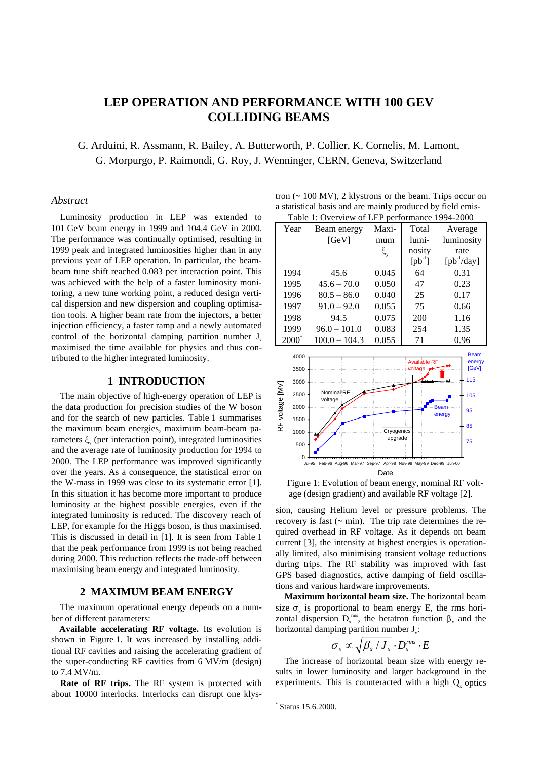# LEP OPERATION AND PERFORMANCE WITH 100 GEV COLLIDING BEAMS

G. Arduini, R. Assmann, R. Bailey, A. Butterworth, P. Collier, K. Cornelis, M. Lamont, G. Morpurgo, P. Raimondi, G. Roy, J. Wenninger, CERN, Geneva, Switzerland

## *Abstract*

Luminosity production in LEP was extended to 101 GeV beam energy in 1999 and 104.4 GeV in 2000. The performance was continually optimised, resulting in 1999 peak and integrated luminosities higher than in any previous year of LEP operation. In particular, the beam-beam tune shift reached 0.083 per interaction point. This was achieved with the help of a faster luminosity monitoring, a new tune working point, a reduced design vertical dispersion and new dispersion and coupling optimisation tools. A higher beam rate from the injectors, a better injection efficiency, a faster ramp and a newly automated control of the horizontal damping partition number $J_x$ maximised the time available for physics and thus contributed to the higher integrated luminosity.

## 1 INTRODUCTION

The main objective of high-energy operation of LEP is the data production for precision studies of the W boson and for the search of new particles. Table 1 summarises the maximum beam energies, maximum beam-beam parameters $\xi_y$ (per interaction point), integrated luminosities and the average rate of luminosity production for 1994 to 2000. The LEP performance was improved significantly over the years. As a consequence, the statistical error on the W-mass in 1999 was close to its systematic error [1]. In this situation it has become more important to produce luminosity at the highest possible energies, even if the integrated luminosity is reduced. The discovery reach of LEP, for example for the Higgs boson, is thus maximised. This is discussed in detail in [1]. It is seen from Table 1 that the peak performance from 1999 is not being reached during 2000. This reduction reflects the trade-off between maximising beam energy and integrated luminosity.

## 2 MAXIMUM BEAM ENERGY

The maximum operational energy depends on a number of different parameters:

**Available accelerating RF voltage.** Its evolution is shown in Figure 1. It was increased by installing additional RF cavities and raising the accelerating gradient of the super-conducting RF cavities from 6 MV/m (design) to 7.4 MV/m.

**Rate of RF trips.** The RF system is protected with about 10000 interlocks. Interlocks can disrupt one klystron (~ 100 MV), 2 klystrons or the beam. Trips occur on a statistical basis and are mainly produced by field emission, causing Helium level or pressure problems. The recovery is fast (~ min). The trip rate determines the required overhead in RF voltage. As it depends on beam current [3], the intensity at highest energies is operationally limited, also minimising transient voltage reductions during trips. The RF stability was improved with fast GPS based diagnostics, active damping of field oscillations and various hardware improvements.

Table 1: Overview of LEP performance 1994-2000

| Year | Beam energy [GeV] | Maximum $\xi_y$ | Total luminosity [pb$^{-1}$] | Average luminosity rate [pb$^{-1}$/day] |
|---|---|---|---|---|
| 1994 | 45.6 | 0.045 | 64 | 0.31 |
| 1995 | 45.6 – 70.0 | 0.050 | 47 | 0.23 |
| 1996 | 80.5 – 86.0 | 0.040 | 25 | 0.17 |
| 1997 | 91.0 – 92.0 | 0.055 | 75 | 0.66 |
| 1998 | 94.5 | 0.075 | 200 | 1.16 |
| 1999 | 96.0 – 101.0 | 0.083 | 254 | 1.35 |
| 2000* | 100.0 – 104.3 | 0.055 | 71 | 0.96 |

Figure 1: Evolution of beam energy, nominal RF voltage (design gradient) and available RF voltage [2].

**Maximum horizontal beam size.** The horizontal beam size $\sigma_x$ is proportional to beam energy E, the rms horizontal dispersion $D_x^{rms}$, the betatron function $\beta_x$ and the horizontal damping partition number $J_x$:

$$\sigma_x \propto \sqrt{\beta_x / J_x} \cdot D_x^{rms} \cdot E$$

The increase of horizontal beam size with energy results in lower luminosity and larger background in the experiments. This is counteracted with a high $Q_x$ optics

* Status 15.6.2000.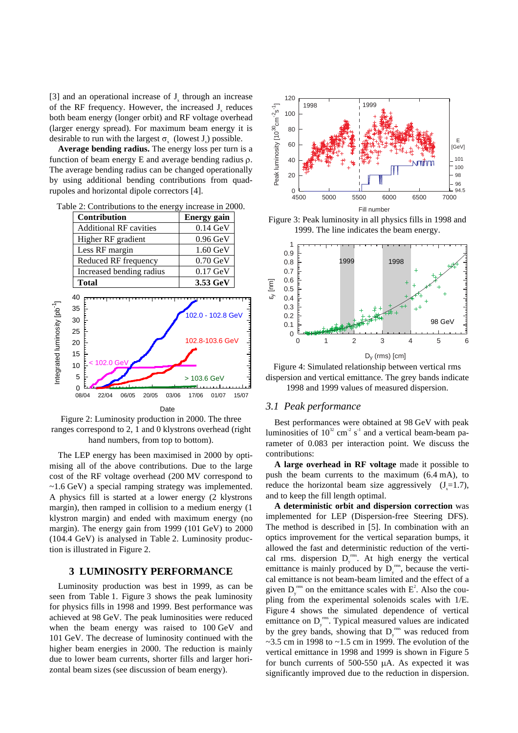[3] and an operational increase of $J_x$ through an increase of the RF frequency. However, the increased $J_x$ reduces both beam energy (longer orbit) and RF voltage overhead (larger energy spread). For maximum beam energy it is desirable to run with the largest $\sigma_x$ (lowest $J_x$) possible.

**Average bending radius.** The energy loss per turn is a function of beam energy E and average bending radius $\rho$. The average bending radius can be changed operationally by using additional bending contributions from quadrupoles and horizontal dipole correctors [4].

Table 2: Contributions to the energy increase in 2000.

| Contribution | Energy gain |
|---|---|
| Additional RF cavities | 0.14 GeV |
| Higher RF gradient | 0.96 GeV |
| Less RF margin | 1.60 GeV |
| Reduced RF frequency | 0.70 GeV |
| Increased bending radius | 0.17 GeV |
| **Total** | **3.53 GeV** |

Figure 2: Luminosity production in 2000. The three ranges correspond to 2, 1 and 0 klystrons overhead (right hand numbers, from top to bottom).

The LEP energy has been maximised in 2000 by optimising all of the above contributions. Due to the large cost of the RF voltage overhead (200 MV correspond to ~1.6 GeV) a special ramping strategy was implemented. A physics fill is started at a lower energy (2 klystrons margin), then ramped in collision to a medium energy (1 klystron margin) and ended with maximum energy (no margin). The energy gain from 1999 (101 GeV) to 2000 (104.4 GeV) is analysed in Table 2. Luminosity production is illustrated in Figure 2.

## 3 LUMINOSITY PERFORMANCE

Luminosity production was best in 1999, as can be seen from Table 1. Figure 3 shows the peak luminosity for physics fills in 1998 and 1999. Best performance was achieved at 98 GeV. The peak luminosities were reduced when the beam energy was raised to 100 GeV and 101 GeV. The decrease of luminosity continued with the higher beam energies in 2000. The reduction is mainly due to lower beam currents, shorter fills and larger horizontal beam sizes (see discussion of beam energy).

Figure 3: Peak luminosity in all physics fills in 1998 and 1999. The line indicates the beam energy.

Figure 4: Simulated relationship between vertical rms dispersion and vertical emittance. The grey bands indicate 1998 and 1999 values of measured dispersion.

### *3.1 Peak performance*

Best performances were obtained at 98 GeV with peak luminosities of $10^{32}$ cm$^{-2}$ s$^{-1}$ and a vertical beam-beam parameter of 0.083 per interaction point. We discuss the contributions:

**A large overhead in RF voltage** made it possible to push the beam currents to the maximum (6.4 mA), to reduce the horizontal beam size aggressively ($J_x$=1.7), and to keep the fill length optimal.

**A deterministic orbit and dispersion correction** was implemented for LEP (Dispersion-free Steering DFS). The method is described in [5]. In combination with an optics improvement for the vertical separation bumps, it allowed the fast and deterministic reduction of the vertical rms. dispersion $D_y^{rms}$. At high energy the vertical emittance is mainly produced by $D_y^{rms}$, because the vertical emittance is not beam-beam limited and the effect of a given $D_y^{rms}$ on the emittance scales with $E^2$. Also the coupling from the experimental solenoids scales with 1/E. Figure 4 shows the simulated dependence of vertical emittance on $D_y^{rms}$. Typical measured values are indicated by the grey bands, showing that $D_y^{rms}$ was reduced from ~3.5 cm in 1998 to ~1.5 cm in 1999. The evolution of the vertical emittance in 1998 and 1999 is shown in Figure 5 for bunch currents of 500-550 µA. As expected it was significantly improved due to the reduction in dispersion.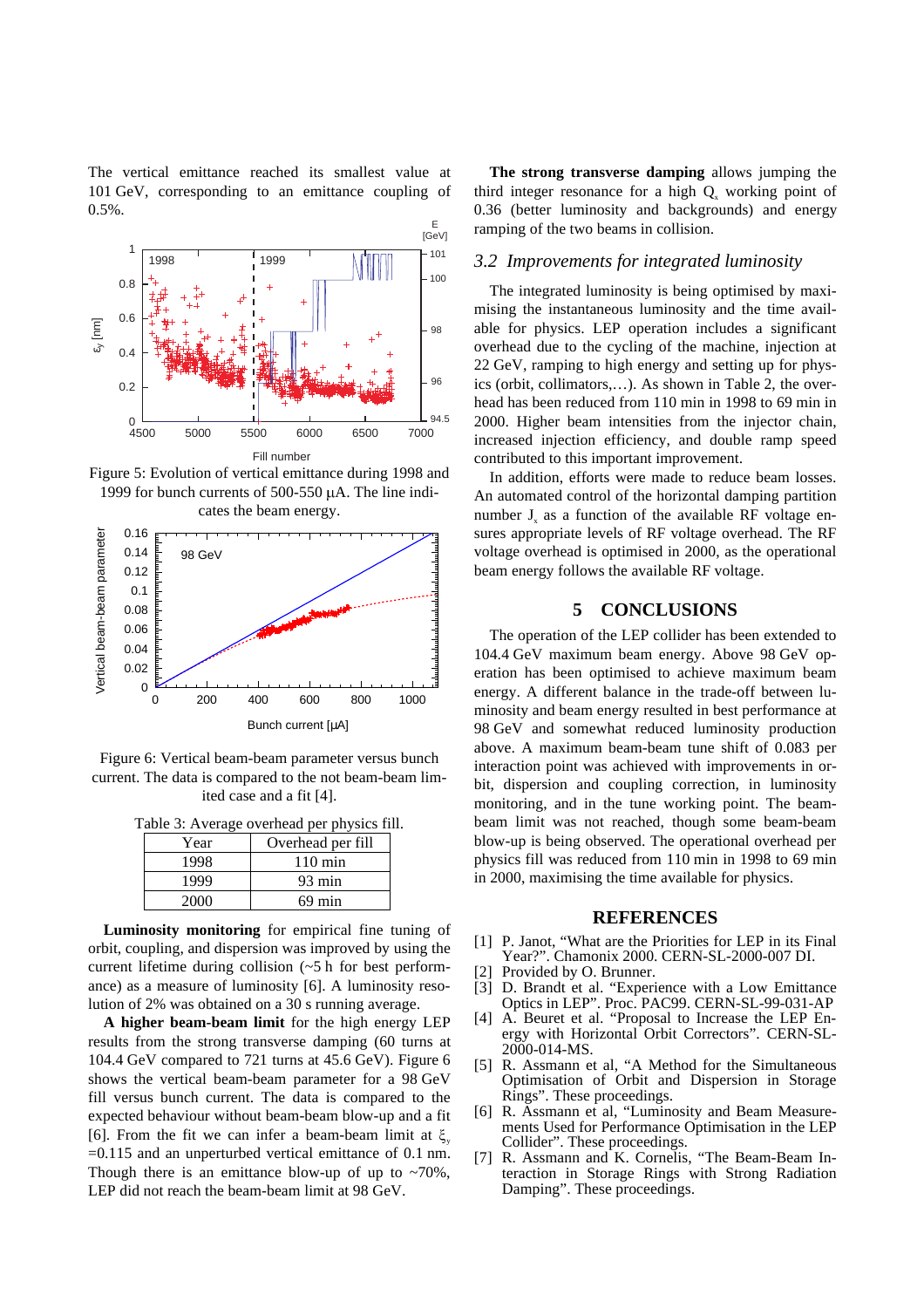The vertical emittance reached its smallest value at 101 GeV, corresponding to an emittance coupling of 0.5%.

E
[GeV]
1
0.8
0.6
0.4
0.2
0
$\varepsilon_y$ [nm]
1998
1999
101
100
98
96
94.5
4500
5000
5500
6000
6500
7000
Fill number

Figure 5: Evolution of vertical emittance during 1998 and 1999 for bunch currents of 500-550 μA. The line indicates the beam energy.

Vertical beam-beam parameter
0.16
0.14
0.12
0.1
0.08
0.06
0.04
0.02
0
98 GeV
0
200
400
600
800
1000
Bunch current [μA]

Figure 6: Vertical beam-beam parameter versus bunch current. The data is compared to the not beam-beam limited case and a fit [4].

Table 3: Average overhead per physics fill.

| Year | Overhead per fill |
|---|---|
| 1998 | 110 min |
| 1999 | 93 min |
| 2000 | 69 min |

**Luminosity monitoring** for empirical fine tuning of orbit, coupling, and dispersion was improved by using the current lifetime during collision (~5 h for best performance) as a measure of luminosity [6]. A luminosity resolution of 2% was obtained on a 30 s running average.

**A higher beam-beam limit** for the high energy LEP results from the strong transverse damping (60 turns at 104.4 GeV compared to 721 turns at 45.6 GeV). Figure 6 shows the vertical beam-beam parameter for a 98 GeV fill versus bunch current. The data is compared to the expected behaviour without beam-beam blow-up and a fit [6]. From the fit we can infer a beam-beam limit at $\xi_y$ =0.115 and an unperturbed vertical emittance of 0.1 nm. Though there is an emittance blow-up of up to ~70%, LEP did not reach the beam-beam limit at 98 GeV.

**The strong transverse damping** allows jumping the third integer resonance for a high $Q_x$ working point of 0.36 (better luminosity and backgrounds) and energy ramping of the two beams in collision.

### *3.2 Improvements for integrated luminosity*

The integrated luminosity is being optimised by maximising the instantaneous luminosity and the time available for physics. LEP operation includes a significant overhead due to the cycling of the machine, injection at 22 GeV, ramping to high energy and setting up for physics (orbit, collimators,…). As shown in Table 2, the overhead has been reduced from 110 min in 1998 to 69 min in 2000. Higher beam intensities from the injector chain, increased injection efficiency, and double ramp speed contributed to this important improvement.

In addition, efforts were made to reduce beam losses. An automated control of the horizontal damping partition number $J_x$ as a function of the available RF voltage ensures appropriate levels of RF voltage overhead. The RF voltage overhead is optimised in 2000, as the operational beam energy follows the available RF voltage.

## 5 CONCLUSIONS

The operation of the LEP collider has been extended to 104.4 GeV maximum beam energy. Above 98 GeV operation has been optimised to achieve maximum beam energy. A different balance in the trade-off between luminosity and beam energy resulted in best performance at 98 GeV and somewhat reduced luminosity production above. A maximum beam-beam tune shift of 0.083 per interaction point was achieved with improvements in orbit, dispersion and coupling correction, in luminosity monitoring, and in the tune working point. The beam-beam limit was not reached, though some beam-beam blow-up is being observed. The operational overhead per physics fill was reduced from 110 min in 1998 to 69 min in 2000, maximising the time available for physics.

## REFERENCES

[1] P. Janot, "What are the Priorities for LEP in its Final Year?". Chamonix 2000. CERN-SL-2000-007 DI.

[2] Provided by O. Brunner.

[3] D. Brandt et al. "Experience with a Low Emittance Optics in LEP". Proc. PAC99. CERN-SL-99-031-AP

[4] A. Beuret et al. "Proposal to Increase the LEP Energy with Horizontal Orbit Correctors". CERN-SL-2000-014-MS.

[5] R. Assmann et al, "A Method for the Simultaneous Optimisation of Orbit and Dispersion in Storage Rings". These proceedings.

[6] R. Assmann et al, "Luminosity and Beam Measurements Used for Performance Optimisation in the LEP Collider". These proceedings.

[7] R. Assmann and K. Cornelis, "The Beam-Beam Interaction in Storage Rings with Strong Radiation Damping". These proceedings.